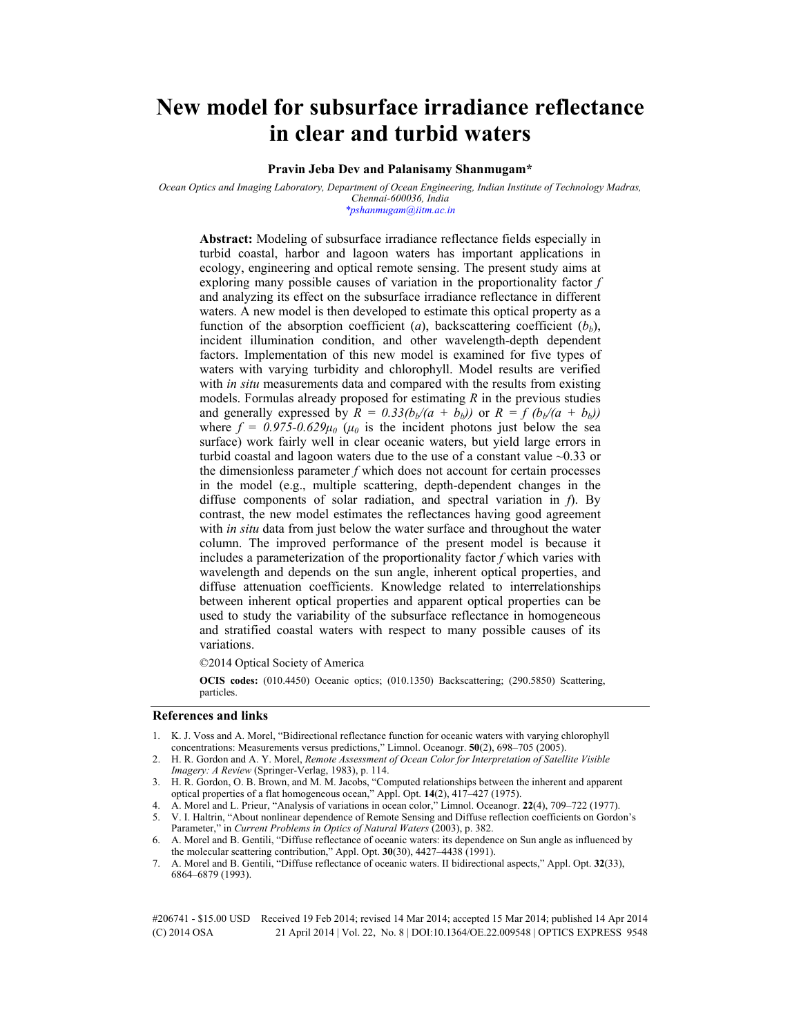# New model for subsurface irradiance reflectance in clear and turbid waters

**Pravin Jeba Dev and Palanisamy Shanmugam***

*Ocean Optics and Imaging Laboratory, Department of Ocean Engineering, Indian Institute of Technology Madras, Chennai-600036, India*
*pshanmugam@iitm.ac.in

**Abstract:** Modeling of subsurface irradiance reflectance fields especially in turbid coastal, harbor and lagoon waters has important applications in ecology, engineering and optical remote sensing. The present study aims at exploring many possible causes of variation in the proportionality factor $f$ and analyzing its effect on the subsurface irradiance reflectance in different waters. A new model is then developed to estimate this optical property as a function of the absorption coefficient ($a$), backscattering coefficient ($b_b$), incident illumination condition, and other wavelength-depth dependent factors. Implementation of this new model is examined for five types of waters with varying turbidity and chlorophyll. Model results are verified with *in situ* measurements data and compared with the results from existing models. Formulas already proposed for estimating $R$ in the previous studies and generally expressed by $R = 0.33(b_b/(a + b_b))$ or $R = f\,(b_b/(a + b_b))$ where $f = 0.975\text{-}0.629\mu_0$ ($\mu_0$ is the incident photons just below the sea surface) work fairly well in clear oceanic waters, but yield large errors in turbid coastal and lagoon waters due to the use of a constant value ~0.33 or the dimensionless parameter $f$ which does not account for certain processes in the model (e.g., multiple scattering, depth-dependent changes in the diffuse components of solar radiation, and spectral variation in $f$). By contrast, the new model estimates the reflectances having good agreement with *in situ* data from just below the water surface and throughout the water column. The improved performance of the present model is because it includes a parameterization of the proportionality factor $f$ which varies with wavelength and depends on the sun angle, inherent optical properties, and diffuse attenuation coefficients. Knowledge related to interrelationships between inherent optical properties and apparent optical properties can be used to study the variability of the subsurface reflectance in homogeneous and stratified coastal waters with respect to many possible causes of its variations.

©2014 Optical Society of America

**OCIS codes:** (010.4450) Oceanic optics; (010.1350) Backscattering; (290.5850) Scattering, particles.

## References and links

1. K. J. Voss and A. Morel, "Bidirectional reflectance function for oceanic waters with varying chlorophyll concentrations: Measurements versus predictions," Limnol. Oceanogr. **50**(2), 698–705 (2005).
2. H. R. Gordon and A. Y. Morel, *Remote Assessment of Ocean Color for Interpretation of Satellite Visible Imagery: A Review* (Springer-Verlag, 1983), p. 114.
3. H. R. Gordon, O. B. Brown, and M. M. Jacobs, "Computed relationships between the inherent and apparent optical properties of a flat homogeneous ocean," Appl. Opt. **14**(2), 417–427 (1975).
4. A. Morel and L. Prieur, "Analysis of variations in ocean color," Limnol. Oceanogr. **22**(4), 709–722 (1977).
5. V. I. Haltrin, "About nonlinear dependence of Remote Sensing and Diffuse reflection coefficients on Gordon's Parameter," in *Current Problems in Optics of Natural Waters* (2003), p. 382.
6. A. Morel and B. Gentili, "Diffuse reflectance of oceanic waters: its dependence on Sun angle as influenced by the molecular scattering contribution," Appl. Opt. **30**(30), 4427–4438 (1991).
7. A. Morel and B. Gentili, "Diffuse reflectance of oceanic waters. II bidirectional aspects," Appl. Opt. **32**(33), 6864–6879 (1993).

#206741 - $15.00 USD Received 19 Feb 2014; revised 14 Mar 2014; accepted 15 Mar 2014; published 14 Apr 2014
(C) 2014 OSA 21 April 2014 | Vol. 22, No. 8 | DOI:10.1364/OE.22.009548 | OPTICS EXPRESS 9548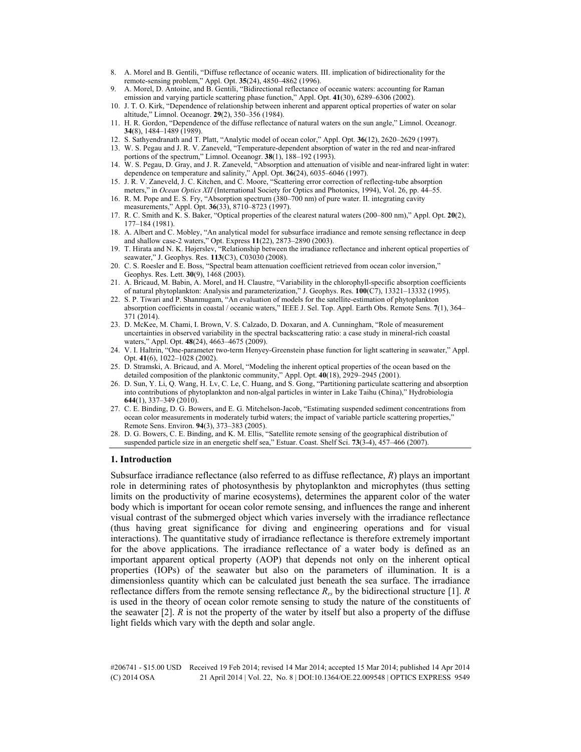8. A. Morel and B. Gentili, "Diffuse reflectance of oceanic waters. III. implication of bidirectionality for the remote-sensing problem," Appl. Opt. **35**(24), 4850–4862 (1996).
9. A. Morel, D. Antoine, and B. Gentili, "Bidirectional reflectance of oceanic waters: accounting for Raman emission and varying particle scattering phase function," Appl. Opt. **41**(30), 6289–6306 (2002).
10. J. T. O. Kirk, "Dependence of relationship between inherent and apparent optical properties of water on solar altitude," Limnol. Oceanogr. **29**(2), 350–356 (1984).
11. H. R. Gordon, "Dependence of the diffuse reflectance of natural waters on the sun angle," Limnol. Oceanogr. **34**(8), 1484–1489 (1989).
12. S. Sathyendranath and T. Platt, "Analytic model of ocean color," Appl. Opt. **36**(12), 2620–2629 (1997).
13. W. S. Pegau and J. R. V. Zaneveld, "Temperature-dependent absorption of water in the red and near-infrared portions of the spectrum," Limnol. Oceanogr. **38**(1), 188–192 (1993).
14. W. S. Pegau, D. Gray, and J. R. Zaneveld, "Absorption and attenuation of visible and near-infrared light in water: dependence on temperature and salinity," Appl. Opt. **36**(24), 6035–6046 (1997).
15. J. R. V. Zaneveld, J. C. Kitchen, and C. Moore, "Scattering error correction of reflecting-tube absorption meters," in *Ocean Optics XII* (International Society for Optics and Photonics, 1994), Vol. 26, pp. 44–55.
16. R. M. Pope and E. S. Fry, "Absorption spectrum (380–700 nm) of pure water. II. integrating cavity measurements," Appl. Opt. **36**(33), 8710–8723 (1997).
17. R. C. Smith and K. S. Baker, "Optical properties of the clearest natural waters (200–800 nm)," Appl. Opt. **20**(2), 177–184 (1981).
18. A. Albert and C. Mobley, "An analytical model for subsurface irradiance and remote sensing reflectance in deep and shallow case-2 waters," Opt. Express **11**(22), 2873–2890 (2003).
19. T. Hirata and N. K. Højerslev, "Relationship between the irradiance reflectance and inherent optical properties of seawater," J. Geophys. Res. **113**(C3), C03030 (2008).
20. C. S. Roesler and E. Boss, "Spectral beam attenuation coefficient retrieved from ocean color inversion," Geophys. Res. Lett. **30**(9), 1468 (2003).
21. A. Bricaud, M. Babin, A. Morel, and H. Claustre, "Variability in the chlorophyll-specific absorption coefficients of natural phytoplankton: Analysis and parameterization," J. Geophys. Res. **100**(C7), 13321–13332 (1995).
22. S. P. Tiwari and P. Shanmugam, "An evaluation of models for the satellite-estimation of phytoplankton absorption coefficients in coastal / oceanic waters," IEEE J. Sel. Top. Appl. Earth Obs. Remote Sens. **7**(1), 364–371 (2014).
23. D. McKee, M. Chami, I. Brown, V. S. Calzado, D. Doxaran, and A. Cunningham, "Role of measurement uncertainties in observed variability in the spectral backscattering ratio: a case study in mineral-rich coastal waters," Appl. Opt. **48**(24), 4663–4675 (2009).
24. V. I. Haltrin, "One-parameter two-term Henyey-Greenstein phase function for light scattering in seawater," Appl. Opt. **41**(6), 1022–1028 (2002).
25. D. Stramski, A. Bricaud, and A. Morel, "Modeling the inherent optical properties of the ocean based on the detailed composition of the planktonic community," Appl. Opt. **40**(18), 2929–2945 (2001).
26. D. Sun, Y. Li, Q. Wang, H. Lv, C. Le, C. Huang, and S. Gong, "Partitioning particulate scattering and absorption into contributions of phytoplankton and non-algal particles in winter in Lake Taihu (China)," Hydrobiologia **644**(1), 337–349 (2010).
27. C. E. Binding, D. G. Bowers, and E. G. Mitchelson-Jacob, "Estimating suspended sediment concentrations from ocean color measurements in moderately turbid waters; the impact of variable particle scattering properties," Remote Sens. Environ. **94**(3), 373–383 (2005).
28. D. G. Bowers, C. E. Binding, and K. M. Ellis, "Satellite remote sensing of the geographical distribution of suspended particle size in an energetic shelf sea," Estuar. Coast. Shelf Sci. **73**(3-4), 457–466 (2007).

## 1. Introduction

Subsurface irradiance reflectance (also referred to as diffuse reflectance, *R*) plays an important role in determining rates of photosynthesis by phytoplankton and microphytes (thus setting limits on the productivity of marine ecosystems), determines the apparent color of the water body which is important for ocean color remote sensing, and influences the range and inherent visual contrast of the submerged object which varies inversely with the irradiance reflectance (thus having great significance for diving and engineering operations and for visual interactions). The quantitative study of irradiance reflectance is therefore extremely important for the above applications. The irradiance reflectance of a water body is defined as an important apparent optical property (AOP) that depends not only on the inherent optical properties (IOPs) of the seawater but also on the parameters of illumination. It is a dimensionless quantity which can be calculated just beneath the sea surface. The irradiance reflectance differs from the remote sensing reflectance $R_{rs}$ by the bidirectional structure [1]. *R* is used in the theory of ocean color remote sensing to study the nature of the constituents of the seawater [2]. *R* is not the property of the water by itself but also a property of the diffuse light fields which vary with the depth and solar angle.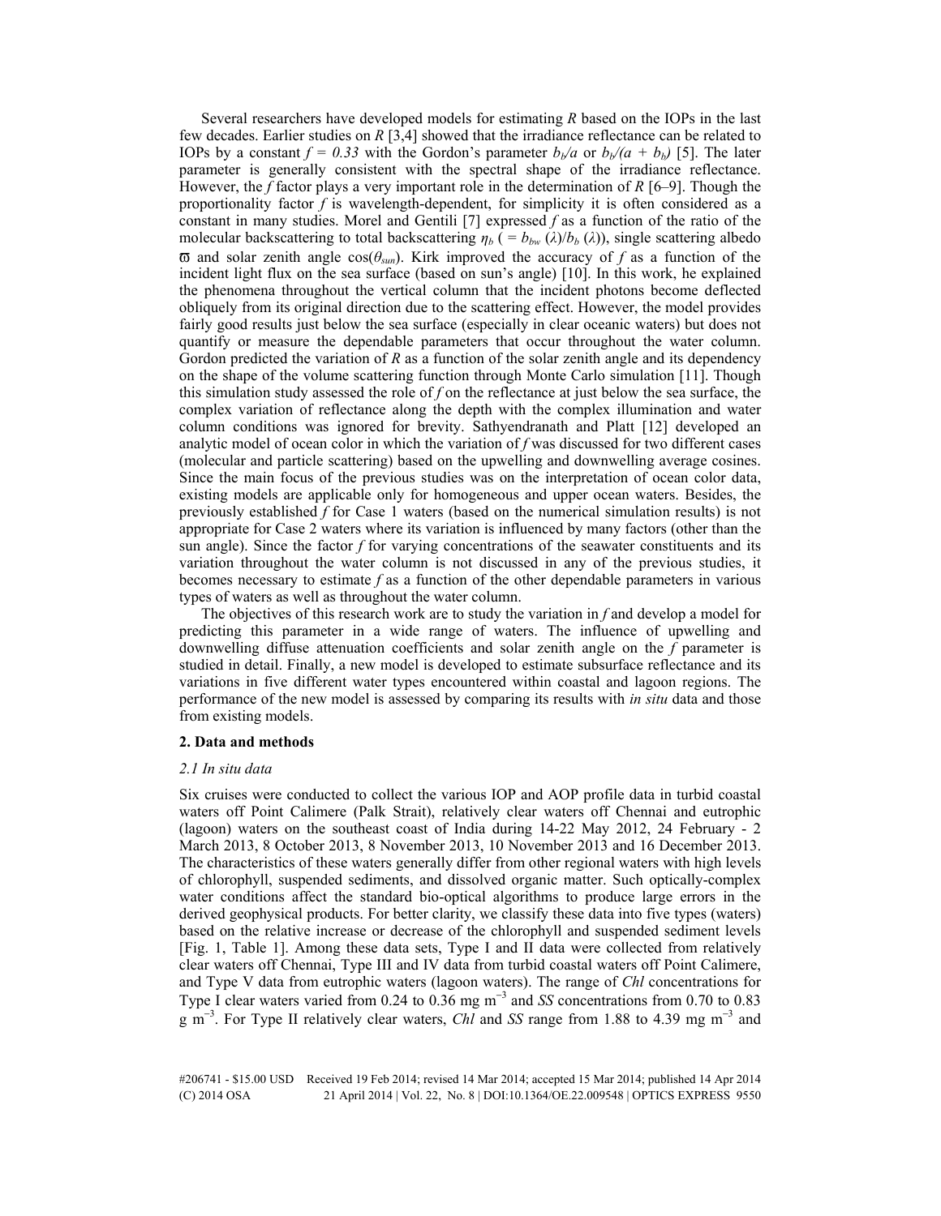Several researchers have developed models for estimating $R$ based on the IOPs in the last few decades. Earlier studies on $R$ [3,4] showed that the irradiance reflectance can be related to IOPs by a constant $f = 0.33$ with the Gordon's parameter $b_b/a$ or $b_b/(a + b_b)$ [5]. The later parameter is generally consistent with the spectral shape of the irradiance reflectance. However, the $f$ factor plays a very important role in the determination of $R$ [6–9]. Though the proportionality factor $f$ is wavelength-dependent, for simplicity it is often considered as a constant in many studies. Morel and Gentili [7] expressed $f$ as a function of the ratio of the molecular backscattering to total backscattering $\eta_b$ ( $= b_{bw}(\lambda)/b_b(\lambda)$), single scattering albedo $\varpi$ and solar zenith angle $\cos(\theta_{sun})$. Kirk improved the accuracy of $f$ as a function of the incident light flux on the sea surface (based on sun's angle) [10]. In this work, he explained the phenomena throughout the vertical column that the incident photons become deflected obliquely from its original direction due to the scattering effect. However, the model provides fairly good results just below the sea surface (especially in clear oceanic waters) but does not quantify or measure the dependable parameters that occur throughout the water column. Gordon predicted the variation of $R$ as a function of the solar zenith angle and its dependency on the shape of the volume scattering function through Monte Carlo simulation [11]. Though this simulation study assessed the role of $f$ on the reflectance at just below the sea surface, the complex variation of reflectance along the depth with the complex illumination and water column conditions was ignored for brevity. Sathyendranath and Platt [12] developed an analytic model of ocean color in which the variation of $f$ was discussed for two different cases (molecular and particle scattering) based on the upwelling and downwelling average cosines. Since the main focus of the previous studies was on the interpretation of ocean color data, existing models are applicable only for homogeneous and upper ocean waters. Besides, the previously established $f$ for Case 1 waters (based on the numerical simulation results) is not appropriate for Case 2 waters where its variation is influenced by many factors (other than the sun angle). Since the factor $f$ for varying concentrations of the seawater constituents and its variation throughout the water column is not discussed in any of the previous studies, it becomes necessary to estimate $f$ as a function of the other dependable parameters in various types of waters as well as throughout the water column.

The objectives of this research work are to study the variation in $f$ and develop a model for predicting this parameter in a wide range of waters. The influence of upwelling and downwelling diffuse attenuation coefficients and solar zenith angle on the $f$ parameter is studied in detail. Finally, a new model is developed to estimate subsurface reflectance and its variations in five different water types encountered within coastal and lagoon regions. The performance of the new model is assessed by comparing its results with *in situ* data and those from existing models.

## 2. Data and methods

### 2.1 In situ data

Six cruises were conducted to collect the various IOP and AOP profile data in turbid coastal waters off Point Calimere (Palk Strait), relatively clear waters off Chennai and eutrophic (lagoon) waters on the southeast coast of India during 14-22 May 2012, 24 February - 2 March 2013, 8 October 2013, 8 November 2013, 10 November 2013 and 16 December 2013. The characteristics of these waters generally differ from other regional waters with high levels of chlorophyll, suspended sediments, and dissolved organic matter. Such optically-complex water conditions affect the standard bio-optical algorithms to produce large errors in the derived geophysical products. For better clarity, we classify these data into five types (waters) based on the relative increase or decrease of the chlorophyll and suspended sediment levels [Fig. 1, Table 1]. Among these data sets, Type I and II data were collected from relatively clear waters off Chennai, Type III and IV data from turbid coastal waters off Point Calimere, and Type V data from eutrophic waters (lagoon waters). The range of *Chl* concentrations for Type I clear waters varied from 0.24 to 0.36 mg m$^{-3}$ and *SS* concentrations from 0.70 to 0.83 g m$^{-3}$. For Type II relatively clear waters, *Chl* and *SS* range from 1.88 to 4.39 mg m$^{-3}$ and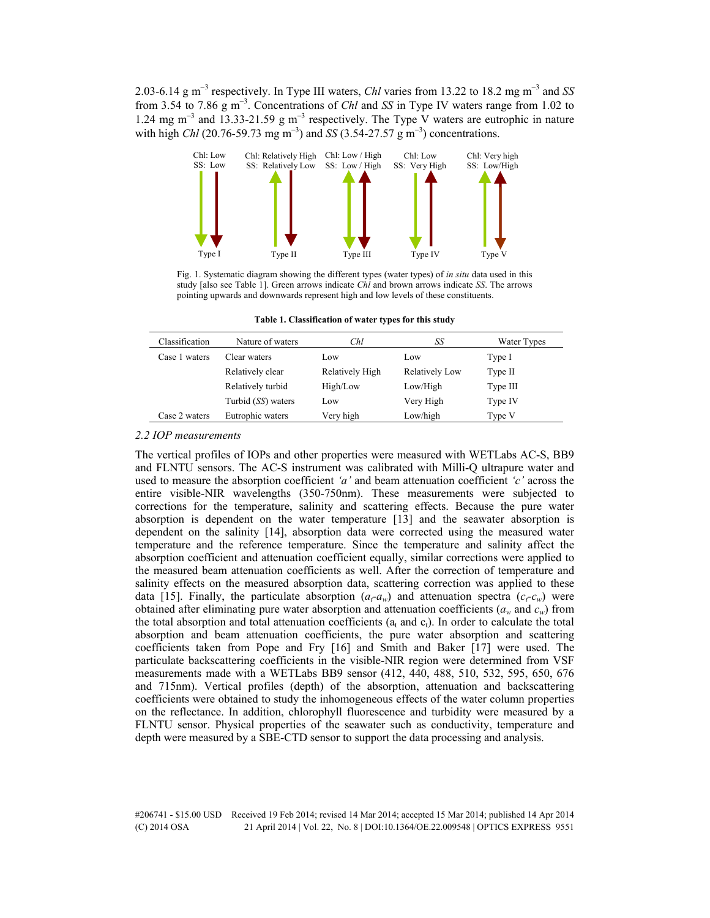2.03-6.14 g m$^{-3}$ respectively. In Type III waters, *Chl* varies from 13.22 to 18.2 mg m$^{-3}$ and *SS* from 3.54 to 7.86 g m$^{-3}$. Concentrations of *Chl* and *SS* in Type IV waters range from 1.02 to 1.24 mg m$^{-3}$ and 13.33-21.59 g m$^{-3}$ respectively. The Type V waters are eutrophic in nature with high *Chl* (20.76-59.73 mg m$^{-3}$) and *SS* (3.54-27.57 g m$^{-3}$) concentrations.

Fig. 1. Systematic diagram showing the different types (water types) of *in situ* data used in this study [also see Table 1]. Green arrows indicate *Chl* and brown arrows indicate *SS*. The arrows pointing upwards and downwards represent high and low levels of these constituents.

**Table 1. Classification of water types for this study**

| Classification | Nature of waters | *Chl* | *SS* | Water Types |
|---|---|---|---|---|
| Case 1 waters | Clear waters | Low | Low | Type I |
| | Relatively clear | Relatively High | Relatively Low | Type II |
| | Relatively turbid | High/Low | Low/High | Type III |
| | Turbid (*SS*) waters | Low | Very High | Type IV |
| Case 2 waters | Eutrophic waters | Very high | Low/high | Type V |

### *2.2 IOP measurements*

The vertical profiles of IOPs and other properties were measured with WETLabs AC-S, BB9 and FLNTU sensors. The AC-S instrument was calibrated with Milli-Q ultrapure water and used to measure the absorption coefficient *'a'* and beam attenuation coefficient *'c'* across the entire visible-NIR wavelengths (350-750nm). These measurements were subjected to corrections for the temperature, salinity and scattering effects. Because the pure water absorption is dependent on the water temperature [13] and the seawater absorption is dependent on the salinity [14], absorption data were corrected using the measured water temperature and the reference temperature. Since the temperature and salinity affect the absorption coefficient and attenuation coefficient equally, similar corrections were applied to the measured beam attenuation coefficients as well. After the correction of temperature and salinity effects on the measured absorption data, scattering correction was applied to these data [15]. Finally, the particulate absorption ($a_t$-$a_w$) and attenuation spectra ($c_t$-$c_w$) were obtained after eliminating pure water absorption and attenuation coefficients ($a_w$ and $c_w$) from the total absorption and total attenuation coefficients ($a_t$ and $c_t$). In order to calculate the total absorption and beam attenuation coefficients, the pure water absorption and scattering coefficients taken from Pope and Fry [16] and Smith and Baker [17] were used. The particulate backscattering coefficients in the visible-NIR region were determined from VSF measurements made with a WETLabs BB9 sensor (412, 440, 488, 510, 532, 595, 650, 676 and 715nm). Vertical profiles (depth) of the absorption, attenuation and backscattering coefficients were obtained to study the inhomogeneous effects of the water column properties on the reflectance. In addition, chlorophyll fluorescence and turbidity were measured by a FLNTU sensor. Physical properties of the seawater such as conductivity, temperature and depth were measured by a SBE-CTD sensor to support the data processing and analysis.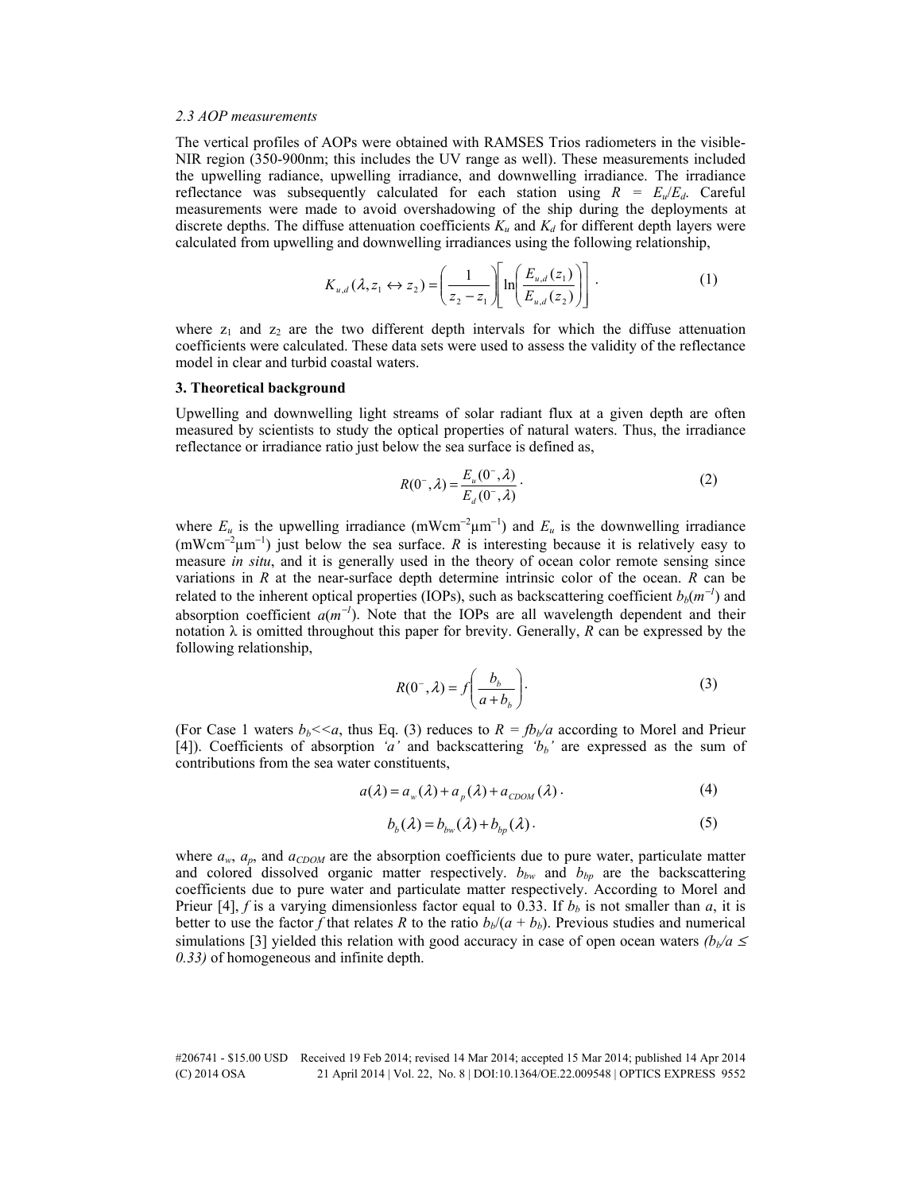*2.3 AOP measurements*

The vertical profiles of AOPs were obtained with RAMSES Trios radiometers in the visible-NIR region (350-900nm; this includes the UV range as well). These measurements included the upwelling radiance, upwelling irradiance, and downwelling irradiance. The irradiance reflectance was subsequently calculated for each station using $R = E_u/E_d$. Careful measurements were made to avoid overshadowing of the ship during the deployments at discrete depths. The diffuse attenuation coefficients $K_u$ and $K_d$ for different depth layers were calculated from upwelling and downwelling irradiances using the following relationship,

$$K_{u,d}(\lambda, z_1 \leftrightarrow z_2) = \left(\frac{1}{z_2 - z_1}\right)\left[\ln\left(\frac{E_{u,d}(z_1)}{E_{u,d}(z_2)}\right)\right]. \tag{1}$$

where $z_1$ and $z_2$ are the two different depth intervals for which the diffuse attenuation coefficients were calculated. These data sets were used to assess the validity of the reflectance model in clear and turbid coastal waters.

## 3. Theoretical background

Upwelling and downwelling light streams of solar radiant flux at a given depth are often measured by scientists to study the optical properties of natural waters. Thus, the irradiance reflectance or irradiance ratio just below the sea surface is defined as,

$$R(0^-, \lambda) = \frac{E_u(0^-, \lambda)}{E_d(0^-, \lambda)}. \tag{2}$$

where $E_u$ is the upwelling irradiance ($\text{mWcm}^{-2}\mu\text{m}^{-1}$) and $E_u$ is the downwelling irradiance ($\text{mWcm}^{-2}\mu\text{m}^{-1}$) just below the sea surface. $R$ is interesting because it is relatively easy to measure *in situ*, and it is generally used in the theory of ocean color remote sensing since variations in $R$ at the near-surface depth determine intrinsic color of the ocean. $R$ can be related to the inherent optical properties (IOPs), such as backscattering coefficient $b_b(m^{-1})$ and absorption coefficient $a(m^{-1})$. Note that the IOPs are all wavelength dependent and their notation λ is omitted throughout this paper for brevity. Generally, $R$ can be expressed by the following relationship,

$$R(0^-, \lambda) = f\left(\frac{b_b}{a + b_b}\right). \tag{3}$$

(For Case 1 waters $b_b << a$, thus Eq. (3) reduces to $R = fb_b/a$ according to Morel and Prieur [4]). Coefficients of absorption *'a'* and backscattering *'$b_b$'* are expressed as the sum of contributions from the sea water constituents,

$$a(\lambda) = a_w(\lambda) + a_p(\lambda) + a_{CDOM}(\lambda). \tag{4}$$

$$b_b(\lambda) = b_{bw}(\lambda) + b_{bp}(\lambda). \tag{5}$$

where $a_w$, $a_p$, and $a_{CDOM}$ are the absorption coefficients due to pure water, particulate matter and colored dissolved organic matter respectively. $b_{bw}$ and $b_{bp}$ are the backscattering coefficients due to pure water and particulate matter respectively. According to Morel and Prieur [4], $f$ is a varying dimensionless factor equal to 0.33. If $b_b$ is not smaller than $a$, it is better to use the factor $f$ that relates $R$ to the ratio $b_b/(a + b_b)$. Previous studies and numerical simulations [3] yielded this relation with good accuracy in case of open ocean waters *($b_b/a \leq 0.33$)* of homogeneous and infinite depth.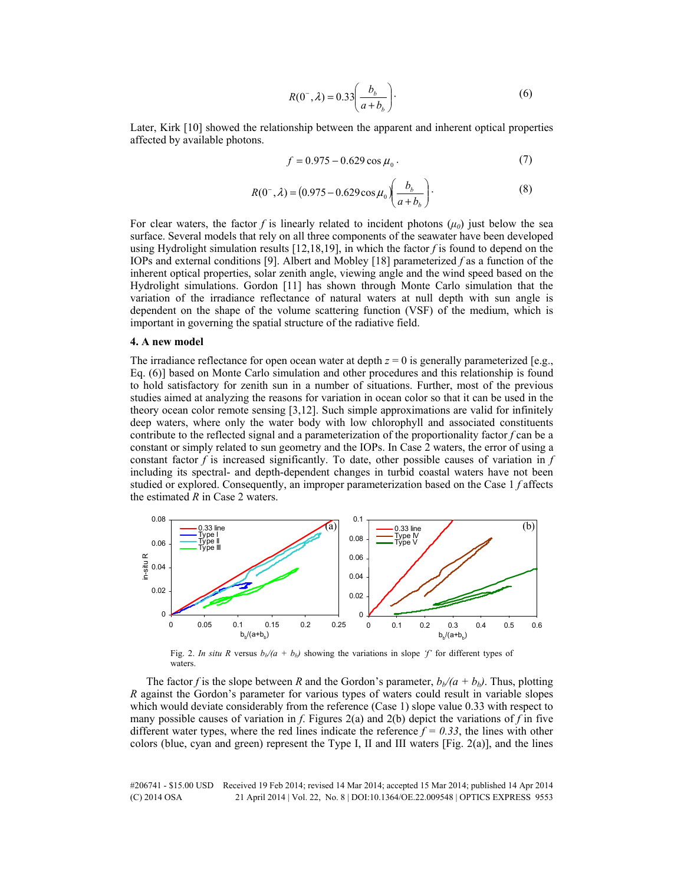$$R(0^-,\lambda) = 0.33\left(\frac{b_b}{a+b_b}\right). \tag{6}$$

Later, Kirk [10] showed the relationship between the apparent and inherent optical properties affected by available photons.

$$f = 0.975 - 0.629\cos\mu_0\,. \tag{7}$$

$$R(0^-,\lambda) = \left(0.975 - 0.629\cos\mu_0\right)\left(\frac{b_b}{a+b_b}\right). \tag{8}$$

For clear waters, the factor $f$ is linearly related to incident photons ($\mu_0$) just below the sea surface. Several models that rely on all three components of the seawater have been developed using Hydrolight simulation results [12,18,19], in which the factor $f$ is found to depend on the IOPs and external conditions [9]. Albert and Mobley [18] parameterized $f$ as a function of the inherent optical properties, solar zenith angle, viewing angle and the wind speed based on the Hydrolight simulations. Gordon [11] has shown through Monte Carlo simulation that the variation of the irradiance reflectance of natural waters at null depth with sun angle is dependent on the shape of the volume scattering function (VSF) of the medium, which is important in governing the spatial structure of the radiative field.

## 4. A new model

The irradiance reflectance for open ocean water at depth $z = 0$ is generally parameterized [e.g., Eq. (6)] based on Monte Carlo simulation and other procedures and this relationship is found to hold satisfactory for zenith sun in a number of situations. Further, most of the previous studies aimed at analyzing the reasons for variation in ocean color so that it can be used in the theory ocean color remote sensing [3,12]. Such simple approximations are valid for infinitely deep waters, where only the water body with low chlorophyll and associated constituents contribute to the reflected signal and a parameterization of the proportionality factor $f$ can be a constant or simply related to sun geometry and the IOPs. In Case 2 waters, the error of using a constant factor $f$ is increased significantly. To date, other possible causes of variation in $f$ including its spectral- and depth-dependent changes in turbid coastal waters have not been studied or explored. Consequently, an improper parameterization based on the Case 1 $f$ affects the estimated $R$ in Case 2 waters.

Fig. 2. *In situ R* versus $b_b/(a+b_b)$ showing the variations in slope '$f$' for different types of waters.

The factor $f$ is the slope between $R$ and the Gordon's parameter, $b_b/(a+b_b)$. Thus, plotting $R$ against the Gordon's parameter for various types of waters could result in variable slopes which would deviate considerably from the reference (Case 1) slope value 0.33 with respect to many possible causes of variation in $f$. Figures 2(a) and 2(b) depict the variations of $f$ in five different water types, where the red lines indicate the reference $f = 0.33$, the lines with other colors (blue, cyan and green) represent the Type I, II and III waters [Fig. 2(a)], and the lines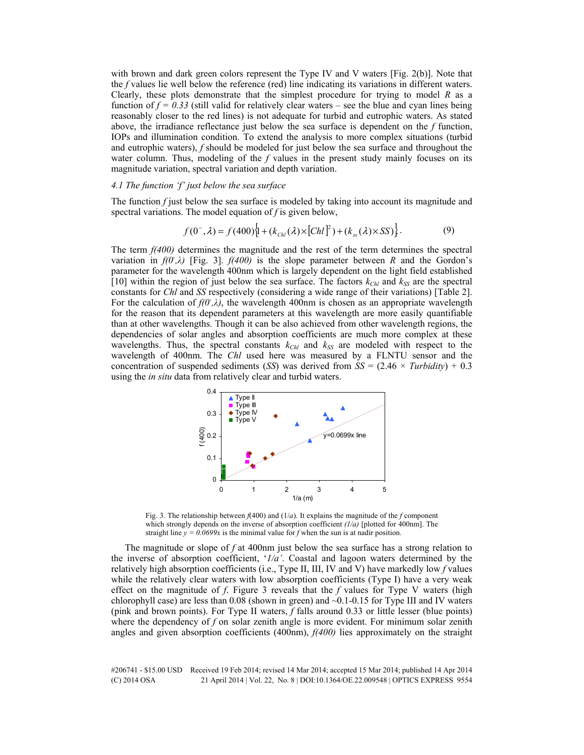with brown and dark green colors represent the Type IV and V waters [Fig. 2(b)]. Note that the *f* values lie well below the reference (red) line indicating its variations in different waters. Clearly, these plots demonstrate that the simplest procedure for trying to model *R* as a function of $f = 0.33$ (still valid for relatively clear waters – see the blue and cyan lines being reasonably closer to the red lines) is not adequate for turbid and eutrophic waters. As stated above, the irradiance reflectance just below the sea surface is dependent on the *f* function, IOPs and illumination condition. To extend the analysis to more complex situations (turbid and eutrophic waters), *f* should be modeled for just below the sea surface and throughout the water column. Thus, modeling of the *f* values in the present study mainly focuses on its magnitude variation, spectral variation and depth variation.

### *4.1 The function 'f' just below the sea surface*

The function *f* just below the sea surface is modeled by taking into account its magnitude and spectral variations. The model equation of *f* is given below,

$$f(0^-,\lambda) = f(400)\left\{1 + (k_{Chl}(\lambda)\times[Chl]^2) + (k_{ss}(\lambda)\times SS)\right\}. \qquad (9)$$

The term *f(400)* determines the magnitude and the rest of the term determines the spectral variation in $f(0^-,\lambda)$ [Fig. 3]. *f(400)* is the slope parameter between *R* and the Gordon's parameter for the wavelength 400nm which is largely dependent on the light field established [10] within the region of just below the sea surface. The factors $k_{Chl}$ and $k_{SS}$ are the spectral constants for *Chl* and *SS* respectively (considering a wide range of their variations) [Table 2]. For the calculation of $f(0^-,\lambda)$, the wavelength 400nm is chosen as an appropriate wavelength for the reason that its dependent parameters at this wavelength are more easily quantifiable than at other wavelengths. Though it can be also achieved from other wavelength regions, the dependencies of solar angles and absorption coefficients are much more complex at these wavelengths. Thus, the spectral constants $k_{Chl}$ and $k_{SS}$ are modeled with respect to the wavelength of 400nm. The *Chl* used here was measured by a FLNTU sensor and the concentration of suspended sediments (*SS*) was derived from $SS = (2.46 \times Turbidity) + 0.3$ using the *in situ* data from relatively clear and turbid waters.

Fig. 3. The relationship between *f*(400) and (1/*a*). It explains the magnitude of the *f* component which strongly depends on the inverse of absorption coefficient *(1/a)* [plotted for 400nm]. The straight line $y = 0.0699x$ is the minimal value for *f* when the sun is at nadir position.

The magnitude or slope of *f* at 400nm just below the sea surface has a strong relation to the inverse of absorption coefficient, '*1/a'*. Coastal and lagoon waters determined by the relatively high absorption coefficients (i.e., Type II, III, IV and V) have markedly low *f* values while the relatively clear waters with low absorption coefficients (Type I) have a very weak effect on the magnitude of *f*. Figure 3 reveals that the *f* values for Type V waters (high chlorophyll case) are less than 0.08 (shown in green) and ~0.1-0.15 for Type III and IV waters (pink and brown points). For Type II waters, *f* falls around 0.33 or little lesser (blue points) where the dependency of *f* on solar zenith angle is more evident. For minimum solar zenith angles and given absorption coefficients (400nm), *f(400)* lies approximately on the straight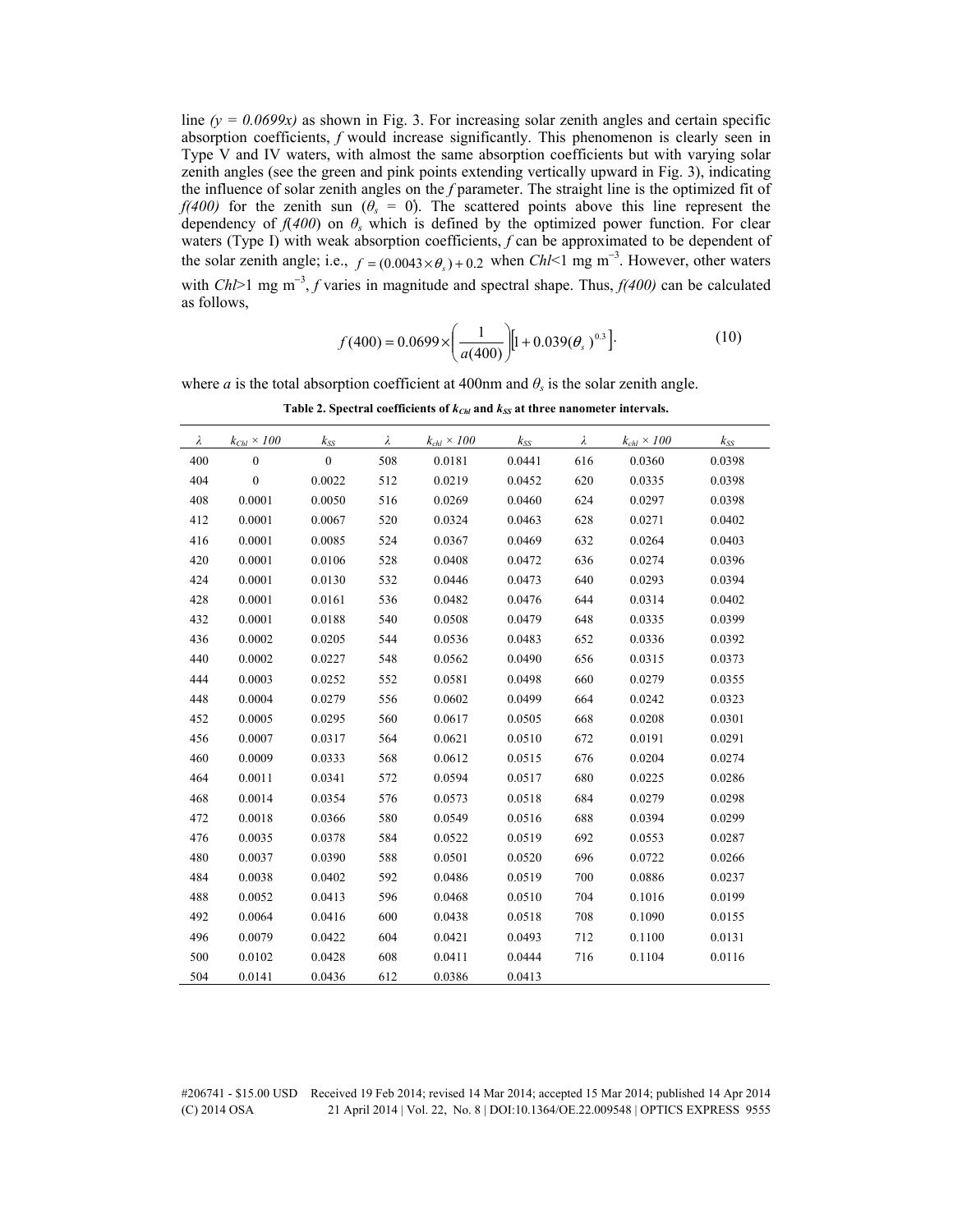line *(y = 0.0699x)* as shown in Fig. 3. For increasing solar zenith angles and certain specific absorption coefficients, $f$ would increase significantly. This phenomenon is clearly seen in Type V and IV waters, with almost the same absorption coefficients but with varying solar zenith angles (see the green and pink points extending vertically upward in Fig. 3), indicating the influence of solar zenith angles on the $f$ parameter. The straight line is the optimized fit of $f(400)$ for the zenith sun ($\theta_s = 0$). The scattered points above this line represent the dependency of $f(400)$ on $\theta_s$ which is defined by the optimized power function. For clear waters (Type I) with weak absorption coefficients, $f$ can be approximated to be dependent of the solar zenith angle; i.e., $f = (0.0043 \times \theta_s) + 0.2$ when $Chl$<1 mg m$^{-3}$. However, other waters with $Chl$>1 mg m$^{-3}$, $f$ varies in magnitude and spectral shape. Thus, $f(400)$ can be calculated as follows,

$$f(400) = 0.0699 \times \left( \frac{1}{a(400)} \right) \left[ 1 + 0.039(\theta_s)^{0.3} \right]. \tag{10}$$

where $a$ is the total absorption coefficient at 400nm and $\theta_s$ is the solar zenith angle.

**Table 2. Spectral coefficients of $k_{Chl}$ and $k_{SS}$ at three nanometer intervals.**

| $\lambda$ | $k_{Chl} \times 100$ | $k_{SS}$ | $\lambda$ | $k_{chl} \times 100$ | $k_{SS}$ | $\lambda$ | $k_{chl} \times 100$ | $k_{SS}$ |
|---|---|---|---|---|---|---|---|---|
| 400 | 0 | 0 | 508 | 0.0181 | 0.0441 | 616 | 0.0360 | 0.0398 |
| 404 | 0 | 0.0022 | 512 | 0.0219 | 0.0452 | 620 | 0.0335 | 0.0398 |
| 408 | 0.0001 | 0.0050 | 516 | 0.0269 | 0.0460 | 624 | 0.0297 | 0.0398 |
| 412 | 0.0001 | 0.0067 | 520 | 0.0324 | 0.0463 | 628 | 0.0271 | 0.0402 |
| 416 | 0.0001 | 0.0085 | 524 | 0.0367 | 0.0469 | 632 | 0.0264 | 0.0403 |
| 420 | 0.0001 | 0.0106 | 528 | 0.0408 | 0.0472 | 636 | 0.0274 | 0.0396 |
| 424 | 0.0001 | 0.0130 | 532 | 0.0446 | 0.0473 | 640 | 0.0293 | 0.0394 |
| 428 | 0.0001 | 0.0161 | 536 | 0.0482 | 0.0476 | 644 | 0.0314 | 0.0402 |
| 432 | 0.0001 | 0.0188 | 540 | 0.0508 | 0.0479 | 648 | 0.0335 | 0.0399 |
| 436 | 0.0002 | 0.0205 | 544 | 0.0536 | 0.0483 | 652 | 0.0336 | 0.0392 |
| 440 | 0.0002 | 0.0227 | 548 | 0.0562 | 0.0490 | 656 | 0.0315 | 0.0373 |
| 444 | 0.0003 | 0.0252 | 552 | 0.0581 | 0.0498 | 660 | 0.0279 | 0.0355 |
| 448 | 0.0004 | 0.0279 | 556 | 0.0602 | 0.0499 | 664 | 0.0242 | 0.0323 |
| 452 | 0.0005 | 0.0295 | 560 | 0.0617 | 0.0505 | 668 | 0.0208 | 0.0301 |
| 456 | 0.0007 | 0.0317 | 564 | 0.0621 | 0.0510 | 672 | 0.0191 | 0.0291 |
| 460 | 0.0009 | 0.0333 | 568 | 0.0612 | 0.0515 | 676 | 0.0204 | 0.0274 |
| 464 | 0.0011 | 0.0341 | 572 | 0.0594 | 0.0517 | 680 | 0.0225 | 0.0286 |
| 468 | 0.0014 | 0.0354 | 576 | 0.0573 | 0.0518 | 684 | 0.0279 | 0.0298 |
| 472 | 0.0018 | 0.0366 | 580 | 0.0549 | 0.0516 | 688 | 0.0394 | 0.0299 |
| 476 | 0.0035 | 0.0378 | 584 | 0.0522 | 0.0519 | 692 | 0.0553 | 0.0287 |
| 480 | 0.0037 | 0.0390 | 588 | 0.0501 | 0.0520 | 696 | 0.0722 | 0.0266 |
| 484 | 0.0038 | 0.0402 | 592 | 0.0486 | 0.0519 | 700 | 0.0886 | 0.0237 |
| 488 | 0.0052 | 0.0413 | 596 | 0.0468 | 0.0510 | 704 | 0.1016 | 0.0199 |
| 492 | 0.0064 | 0.0416 | 600 | 0.0438 | 0.0518 | 708 | 0.1090 | 0.0155 |
| 496 | 0.0079 | 0.0422 | 604 | 0.0421 | 0.0493 | 712 | 0.1100 | 0.0131 |
| 500 | 0.0102 | 0.0428 | 608 | 0.0411 | 0.0444 | 716 | 0.1104 | 0.0116 |
| 504 | 0.0141 | 0.0436 | 612 | 0.0386 | 0.0413 | | | |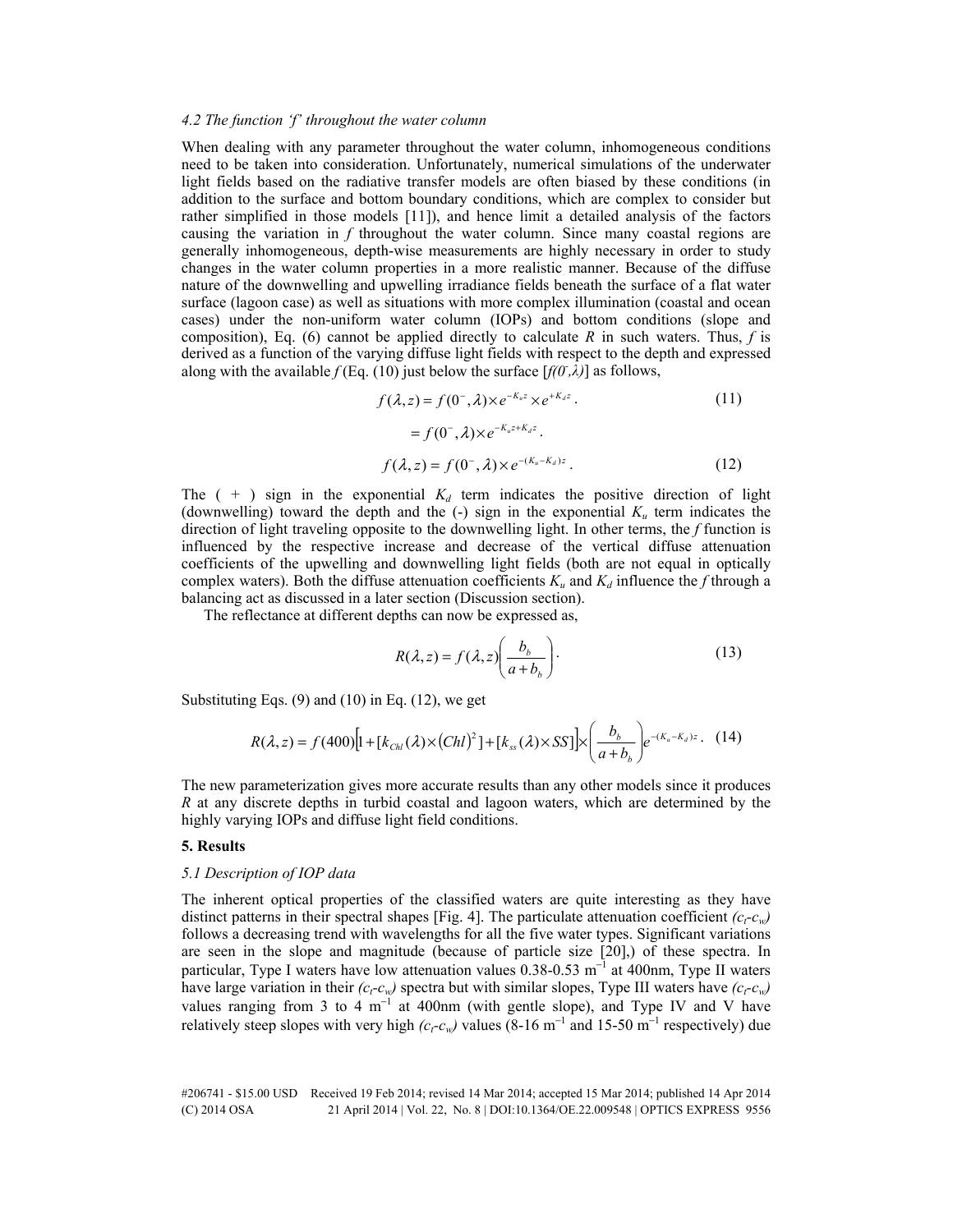### *4.2 The function 'f' throughout the water column*

When dealing with any parameter throughout the water column, inhomogeneous conditions need to be taken into consideration. Unfortunately, numerical simulations of the underwater light fields based on the radiative transfer models are often biased by these conditions (in addition to the surface and bottom boundary conditions, which are complex to consider but rather simplified in those models [11]), and hence limit a detailed analysis of the factors causing the variation in $f$ throughout the water column. Since many coastal regions are generally inhomogeneous, depth-wise measurements are highly necessary in order to study changes in the water column properties in a more realistic manner. Because of the diffuse nature of the downwelling and upwelling irradiance fields beneath the surface of a flat water surface (lagoon case) as well as situations with more complex illumination (coastal and ocean cases) under the non-uniform water column (IOPs) and bottom conditions (slope and composition), Eq. (6) cannot be applied directly to calculate $R$ in such waters. Thus, $f$ is derived as a function of the varying diffuse light fields with respect to the depth and expressed along with the available $f$ (Eq. (10) just below the surface [$f(0^{-},\lambda)$] as follows,

$$f(\lambda,z) = f(0^{-},\lambda)\times e^{-K_u z}\times e^{+K_d z}. \tag{11}$$

$$= f(0^{-},\lambda)\times e^{-K_u z + K_d z}.$$

$$f(\lambda,z) = f(0^{-},\lambda)\times e^{-(K_u - K_d)z}. \tag{12}$$

The ( + ) sign in the exponential $K_d$ term indicates the positive direction of light (downwelling) toward the depth and the (-) sign in the exponential $K_u$ term indicates the direction of light traveling opposite to the downwelling light. In other terms, the $f$ function is influenced by the respective increase and decrease of the vertical diffuse attenuation coefficients of the upwelling and downwelling light fields (both are not equal in optically complex waters). Both the diffuse attenuation coefficients $K_u$ and $K_d$ influence the $f$ through a balancing act as discussed in a later section (Discussion section).

The reflectance at different depths can now be expressed as,

$$R(\lambda,z) = f(\lambda,z)\left(\frac{b_b}{a+b_b}\right). \tag{13}$$

Substituting Eqs. (9) and (10) in Eq. (12), we get

$$R(\lambda,z) = f(400)\left[1+[k_{Chl}(\lambda)\times(Chl)^2]+[k_{ss}(\lambda)\times SS]\right]\times\left(\frac{b_b}{a+b_b}\right)e^{-(K_u-K_d)z}. \tag{14}$$

The new parameterization gives more accurate results than any other models since it produces $R$ at any discrete depths in turbid coastal and lagoon waters, which are determined by the highly varying IOPs and diffuse light field conditions.

## **5. Results**

### *5.1 Description of IOP data*

The inherent optical properties of the classified waters are quite interesting as they have distinct patterns in their spectral shapes [Fig. 4]. The particulate attenuation coefficient $(c_t$-$c_w)$ follows a decreasing trend with wavelengths for all the five water types. Significant variations are seen in the slope and magnitude (because of particle size [20],) of these spectra. In particular, Type I waters have low attenuation values 0.38-0.53 $m^{-1}$ at 400nm, Type II waters have large variation in their $(c_t$-$c_w)$ spectra but with similar slopes, Type III waters have $(c_t$-$c_w)$ values ranging from 3 to 4 $m^{-1}$ at 400nm (with gentle slope), and Type IV and V have relatively steep slopes with very high $(c_t$-$c_w)$ values (8-16 $m^{-1}$ and 15-50 $m^{-1}$ respectively) due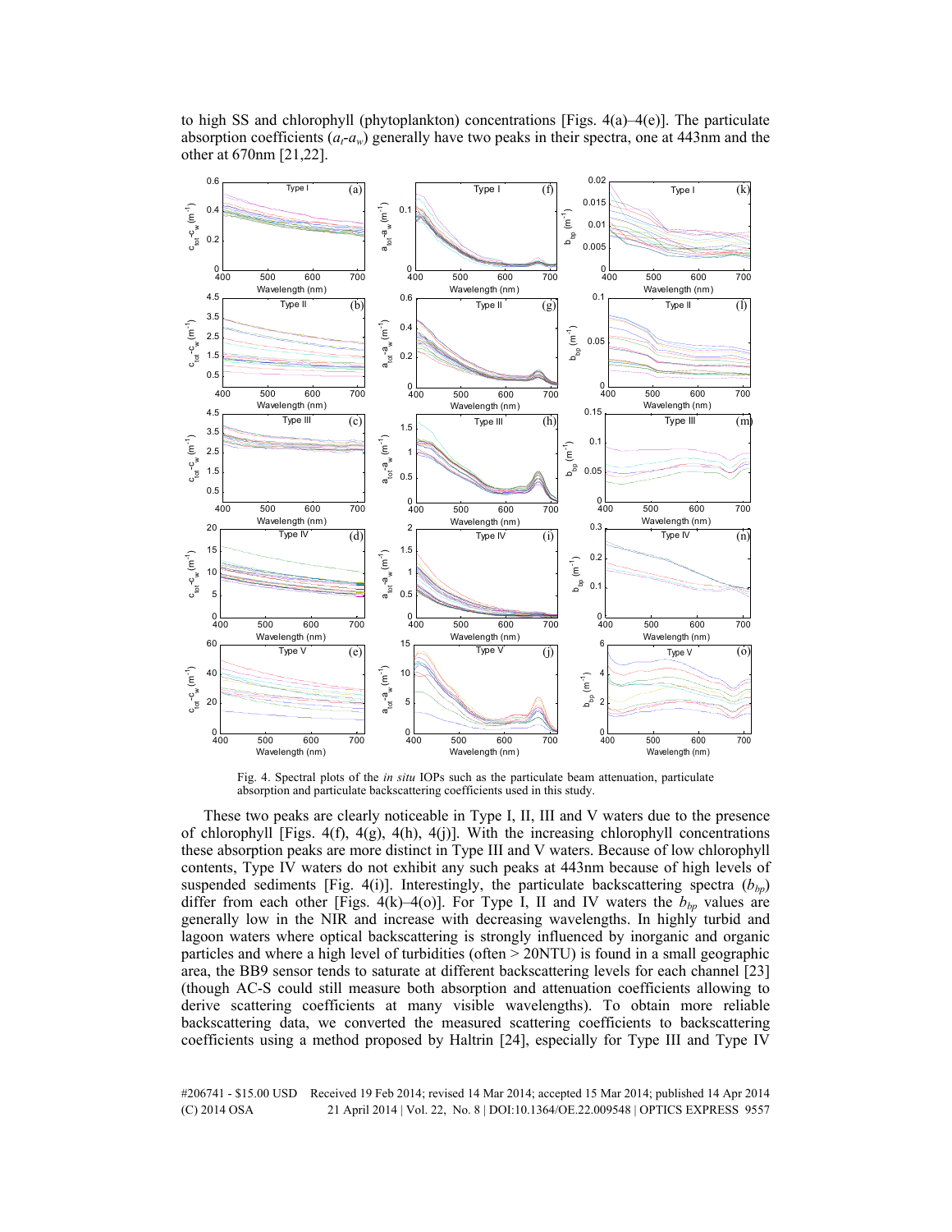to high SS and chlorophyll (phytoplankton) concentrations [Figs. 4(a)–4(e)]. The particulate absorption coefficients ($a_t$-$a_w$) generally have two peaks in their spectra, one at 443nm and the other at 670nm [21,22].

Fig. 4. Spectral plots of the *in situ* IOPs such as the particulate beam attenuation, particulate absorption and particulate backscattering coefficients used in this study.

These two peaks are clearly noticeable in Type I, II, III and V waters due to the presence of chlorophyll [Figs. 4(f), 4(g), 4(h), 4(j)]. With the increasing chlorophyll concentrations these absorption peaks are more distinct in Type III and V waters. Because of low chlorophyll contents, Type IV waters do not exhibit any such peaks at 443nm because of high levels of suspended sediments [Fig. 4(i)]. Interestingly, the particulate backscattering spectra ($b_{bp}$) differ from each other [Figs. 4(k)–4(o)]. For Type I, II and IV waters the $b_{bp}$ values are generally low in the NIR and increase with decreasing wavelengths. In highly turbid and lagoon waters where optical backscattering is strongly influenced by inorganic and organic particles and where a high level of turbidities (often > 20NTU) is found in a small geographic area, the BB9 sensor tends to saturate at different backscattering levels for each channel [23] (though AC-S could still measure both absorption and attenuation coefficients allowing to derive scattering coefficients at many visible wavelengths). To obtain more reliable backscattering data, we converted the measured scattering coefficients to backscattering coefficients using a method proposed by Haltrin [24], especially for Type III and Type IV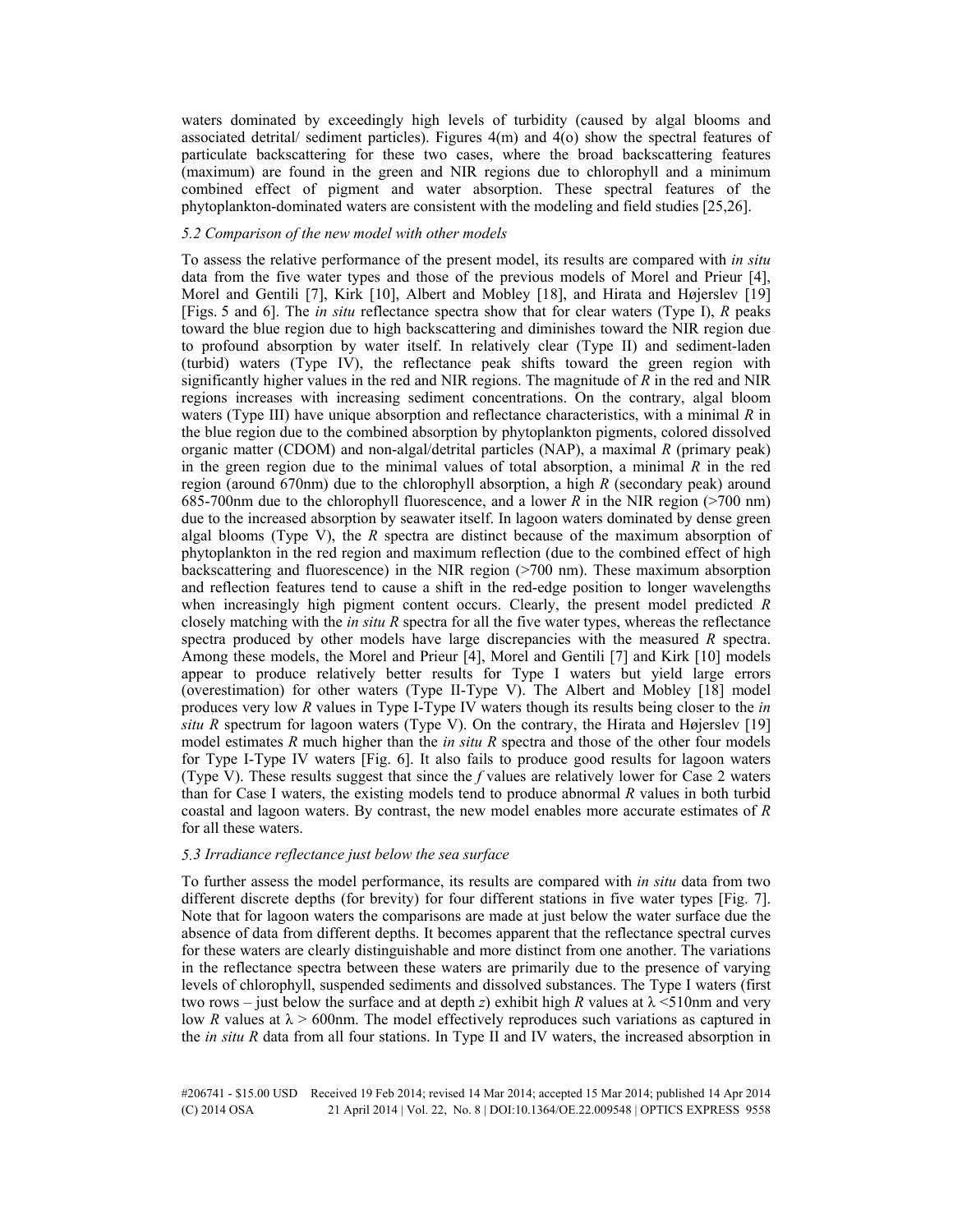waters dominated by exceedingly high levels of turbidity (caused by algal blooms and associated detrital/ sediment particles). Figures 4(m) and 4(o) show the spectral features of particulate backscattering for these two cases, where the broad backscattering features (maximum) are found in the green and NIR regions due to chlorophyll and a minimum combined effect of pigment and water absorption. These spectral features of the phytoplankton-dominated waters are consistent with the modeling and field studies [25,26].

### *5.2 Comparison of the new model with other models*

To assess the relative performance of the present model, its results are compared with *in situ* data from the five water types and those of the previous models of Morel and Prieur [4], Morel and Gentili [7], Kirk [10], Albert and Mobley [18], and Hirata and Højerslev [19] [Figs. 5 and 6]. The *in situ* reflectance spectra show that for clear waters (Type I), $R$ peaks toward the blue region due to high backscattering and diminishes toward the NIR region due to profound absorption by water itself. In relatively clear (Type II) and sediment-laden (turbid) waters (Type IV), the reflectance peak shifts toward the green region with significantly higher values in the red and NIR regions. The magnitude of $R$ in the red and NIR regions increases with increasing sediment concentrations. On the contrary, algal bloom waters (Type III) have unique absorption and reflectance characteristics, with a minimal $R$ in the blue region due to the combined absorption by phytoplankton pigments, colored dissolved organic matter (CDOM) and non-algal/detrital particles (NAP), a maximal $R$ (primary peak) in the green region due to the minimal values of total absorption, a minimal $R$ in the red region (around 670nm) due to the chlorophyll absorption, a high $R$ (secondary peak) around 685-700nm due to the chlorophyll fluorescence, and a lower $R$ in the NIR region (>700 nm) due to the increased absorption by seawater itself. In lagoon waters dominated by dense green algal blooms (Type V), the $R$ spectra are distinct because of the maximum absorption of phytoplankton in the red region and maximum reflection (due to the combined effect of high backscattering and fluorescence) in the NIR region (>700 nm). These maximum absorption and reflection features tend to cause a shift in the red-edge position to longer wavelengths when increasingly high pigment content occurs. Clearly, the present model predicted $R$ closely matching with the *in situ* $R$ spectra for all the five water types, whereas the reflectance spectra produced by other models have large discrepancies with the measured $R$ spectra. Among these models, the Morel and Prieur [4], Morel and Gentili [7] and Kirk [10] models appear to produce relatively better results for Type I waters but yield large errors (overestimation) for other waters (Type II-Type V). The Albert and Mobley [18] model produces very low $R$ values in Type I-Type IV waters though its results being closer to the *in situ* $R$ spectrum for lagoon waters (Type V). On the contrary, the Hirata and Højerslev [19] model estimates $R$ much higher than the *in situ* $R$ spectra and those of the other four models for Type I-Type IV waters [Fig. 6]. It also fails to produce good results for lagoon waters (Type V). These results suggest that since the $f$ values are relatively lower for Case 2 waters than for Case I waters, the existing models tend to produce abnormal $R$ values in both turbid coastal and lagoon waters. By contrast, the new model enables more accurate estimates of $R$ for all these waters.

### *5.3 Irradiance reflectance just below the sea surface*

To further assess the model performance, its results are compared with *in situ* data from two different discrete depths (for brevity) for four different stations in five water types [Fig. 7]. Note that for lagoon waters the comparisons are made at just below the water surface due the absence of data from different depths. It becomes apparent that the reflectance spectral curves for these waters are clearly distinguishable and more distinct from one another. The variations in the reflectance spectra between these waters are primarily due to the presence of varying levels of chlorophyll, suspended sediments and dissolved substances. The Type I waters (first two rows – just below the surface and at depth $z$) exhibit high $R$ values at $\lambda$ <510nm and very low $R$ values at $\lambda$ > 600nm. The model effectively reproduces such variations as captured in the *in situ* $R$ data from all four stations. In Type II and IV waters, the increased absorption in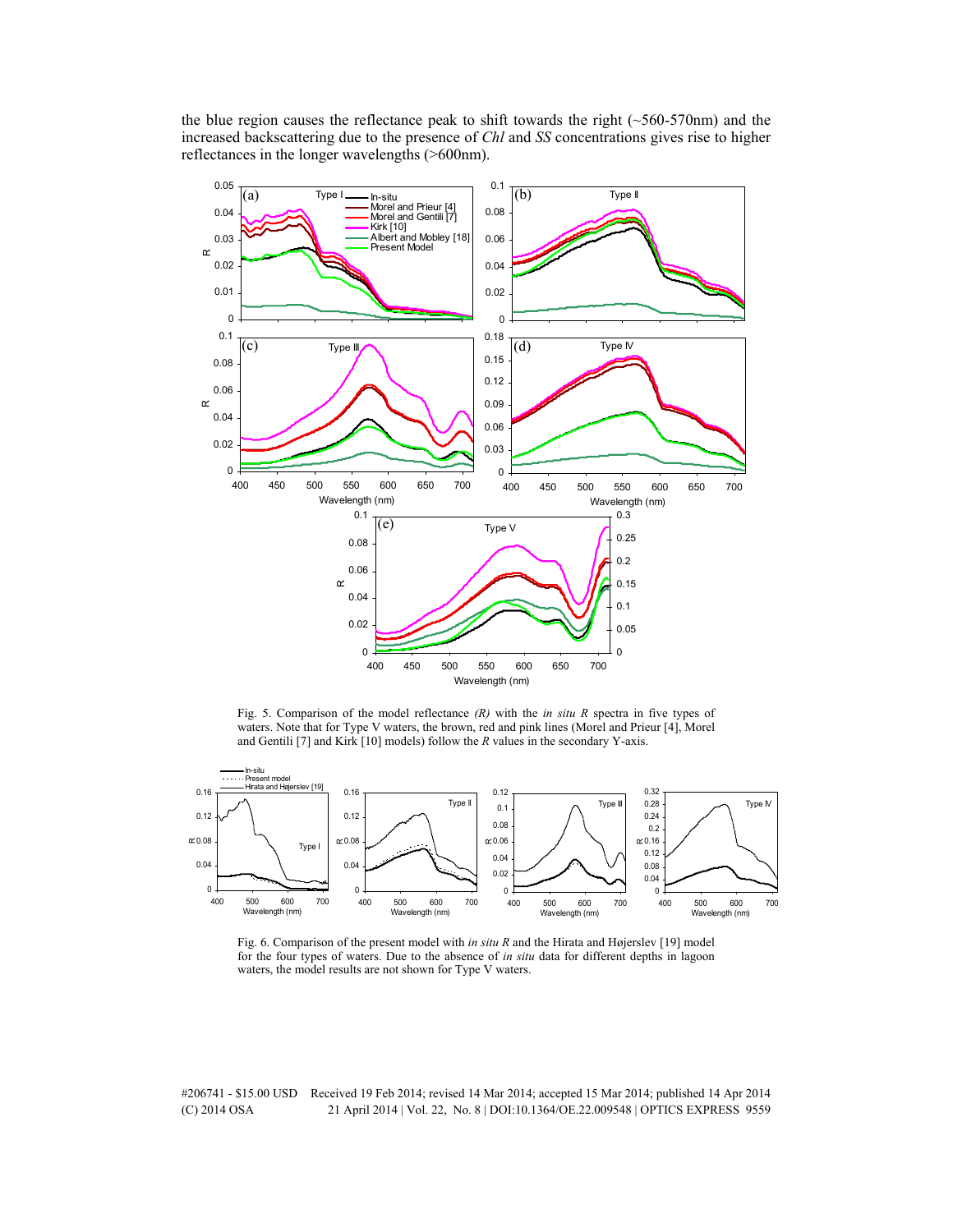the blue region causes the reflectance peak to shift towards the right (~560-570nm) and the increased backscattering due to the presence of *Chl* and *SS* concentrations gives rise to higher reflectances in the longer wavelengths (>600nm).

Fig. 5. Comparison of the model reflectance *(R)* with the *in situ R* spectra in five types of waters. Note that for Type V waters, the brown, red and pink lines (Morel and Prieur [4], Morel and Gentili [7] and Kirk [10] models) follow the *R* values in the secondary Y-axis.

Fig. 6. Comparison of the present model with *in situ R* and the Hirata and Højerslev [19] model for the four types of waters. Due to the absence of *in situ* data for different depths in lagoon waters, the model results are not shown for Type V waters.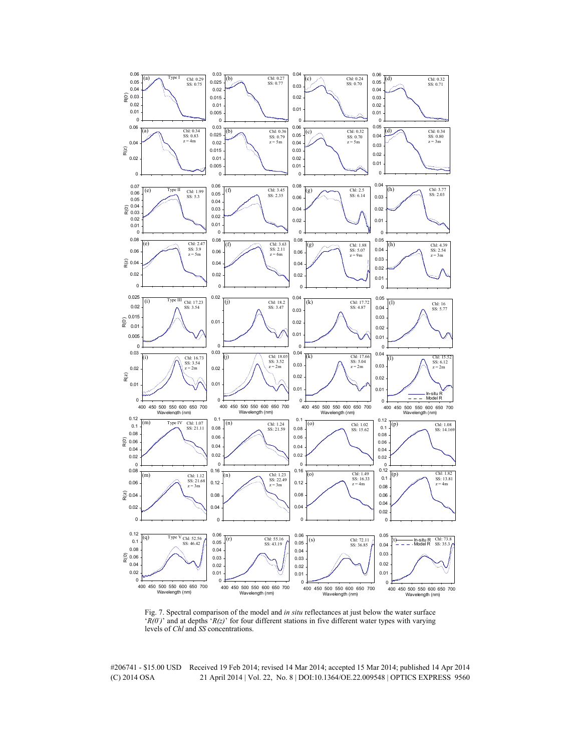Fig. 7. Spectral comparison of the model and *in situ* reflectances at just below the water surface '$R(0^-)$' and at depths '$R(z)$' for four different stations in five different water types with varying levels of *Chl* and *SS* concentrations.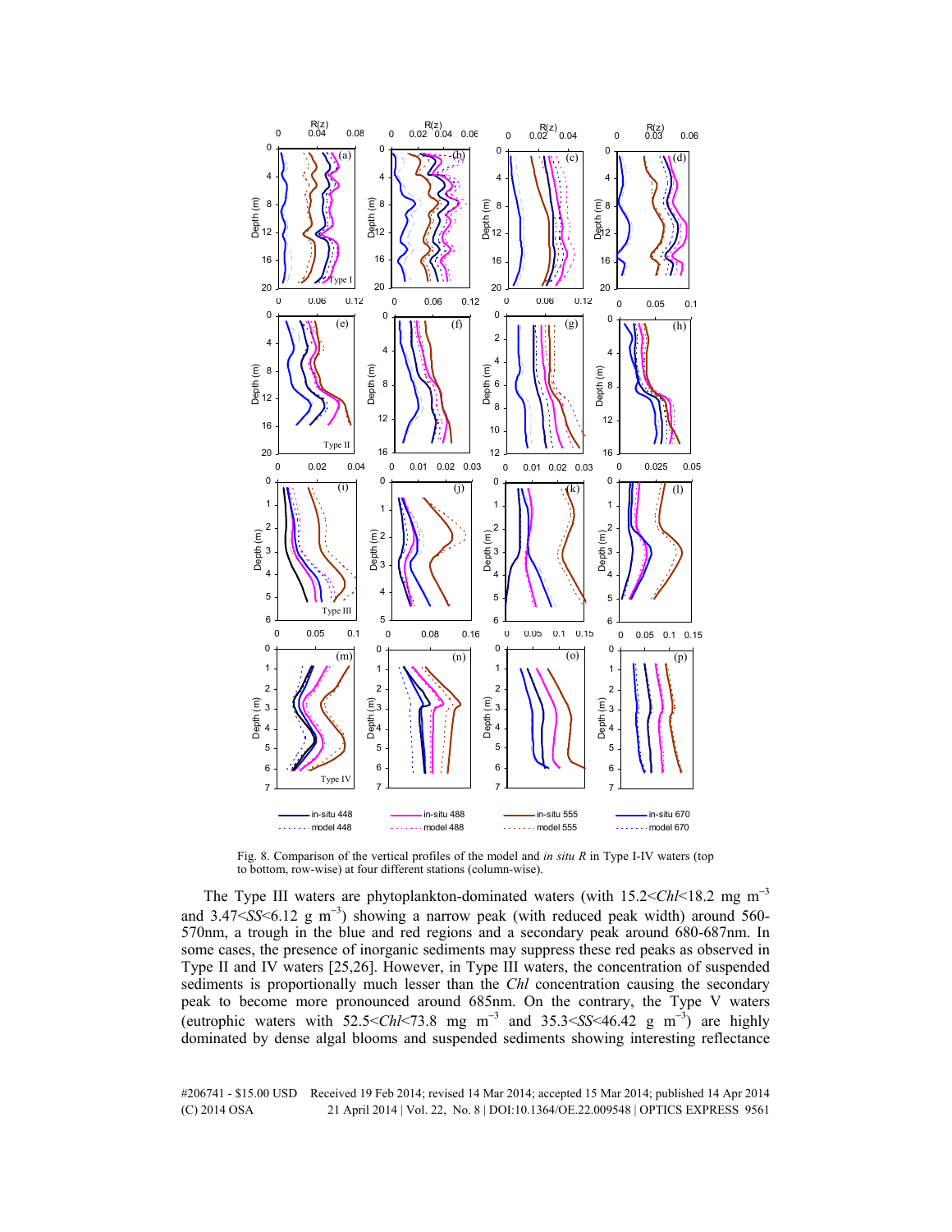Fig. 8. Comparison of the vertical profiles of the model and *in situ R* in Type I-IV waters (top to bottom, row-wise) at four different stations (column-wise).

The Type III waters are phytoplankton-dominated waters (with 15.2<*Chl*<18.2 mg m$^{-3}$ and 3.47<*SS*<6.12 g m$^{-3}$) showing a narrow peak (with reduced peak width) around 560-570nm, a trough in the blue and red regions and a secondary peak around 680-687nm. In some cases, the presence of inorganic sediments may suppress these red peaks as observed in Type II and IV waters [25,26]. However, in Type III waters, the concentration of suspended sediments is proportionally much lesser than the *Chl* concentration causing the secondary peak to become more pronounced around 685nm. On the contrary, the Type V waters (eutrophic waters with 52.5<*Chl*<73.8 mg m$^{-3}$ and 35.3<*SS*<46.42 g m$^{-3}$) are highly dominated by dense algal blooms and suspended sediments showing interesting reflectance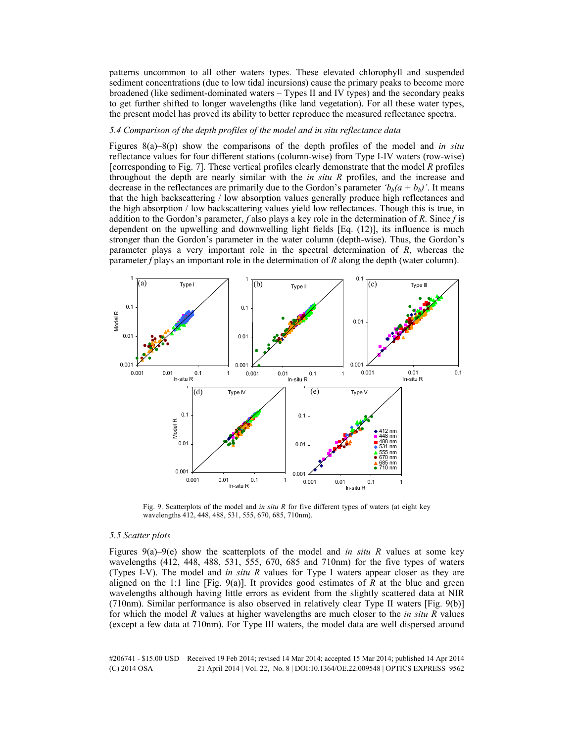patterns uncommon to all other waters types. These elevated chlorophyll and suspended sediment concentrations (due to low tidal incursions) cause the primary peaks to become more broadened (like sediment-dominated waters – Types II and IV types) and the secondary peaks to get further shifted to longer wavelengths (like land vegetation). For all these water types, the present model has proved its ability to better reproduce the measured reflectance spectra.

*5.4 Comparison of the depth profiles of the model and in situ reflectance data*

Figures 8(a)–8(p) show the comparisons of the depth profiles of the model and *in situ* reflectance values for four different stations (column-wise) from Type I-IV waters (row-wise) [corresponding to Fig. 7]. These vertical profiles clearly demonstrate that the model $R$ profiles throughout the depth are nearly similar with the *in situ* $R$ profiles, and the increase and decrease in the reflectances are primarily due to the Gordon's parameter '$b_b(a + b_b)$'. It means that the high backscattering / low absorption values generally produce high reflectances and the high absorption / low backscattering values yield low reflectances. Though this is true, in addition to the Gordon's parameter, $f$ also plays a key role in the determination of $R$. Since $f$ is dependent on the upwelling and downwelling light fields [Eq. (12)], its influence is much stronger than the Gordon's parameter in the water column (depth-wise). Thus, the Gordon's parameter plays a very important role in the spectral determination of $R$, whereas the parameter $f$ plays an important role in the determination of $R$ along the depth (water column).

Fig. 9. Scatterplots of the model and *in situ* $R$ for five different types of waters (at eight key wavelengths 412, 448, 488, 531, 555, 670, 685, 710nm).

*5.5 Scatter plots*

Figures 9(a)–9(e) show the scatterplots of the model and *in situ* $R$ values at some key wavelengths (412, 448, 488, 531, 555, 670, 685 and 710nm) for the five types of waters (Types I-V). The model and *in situ* $R$ values for Type I waters appear closer as they are aligned on the 1:1 line [Fig. 9(a)]. It provides good estimates of $R$ at the blue and green wavelengths although having little errors as evident from the slightly scattered data at NIR (710nm). Similar performance is also observed in relatively clear Type II waters [Fig. 9(b)] for which the model $R$ values at higher wavelengths are much closer to the *in situ* $R$ values (except a few data at 710nm). For Type III waters, the model data are well dispersed around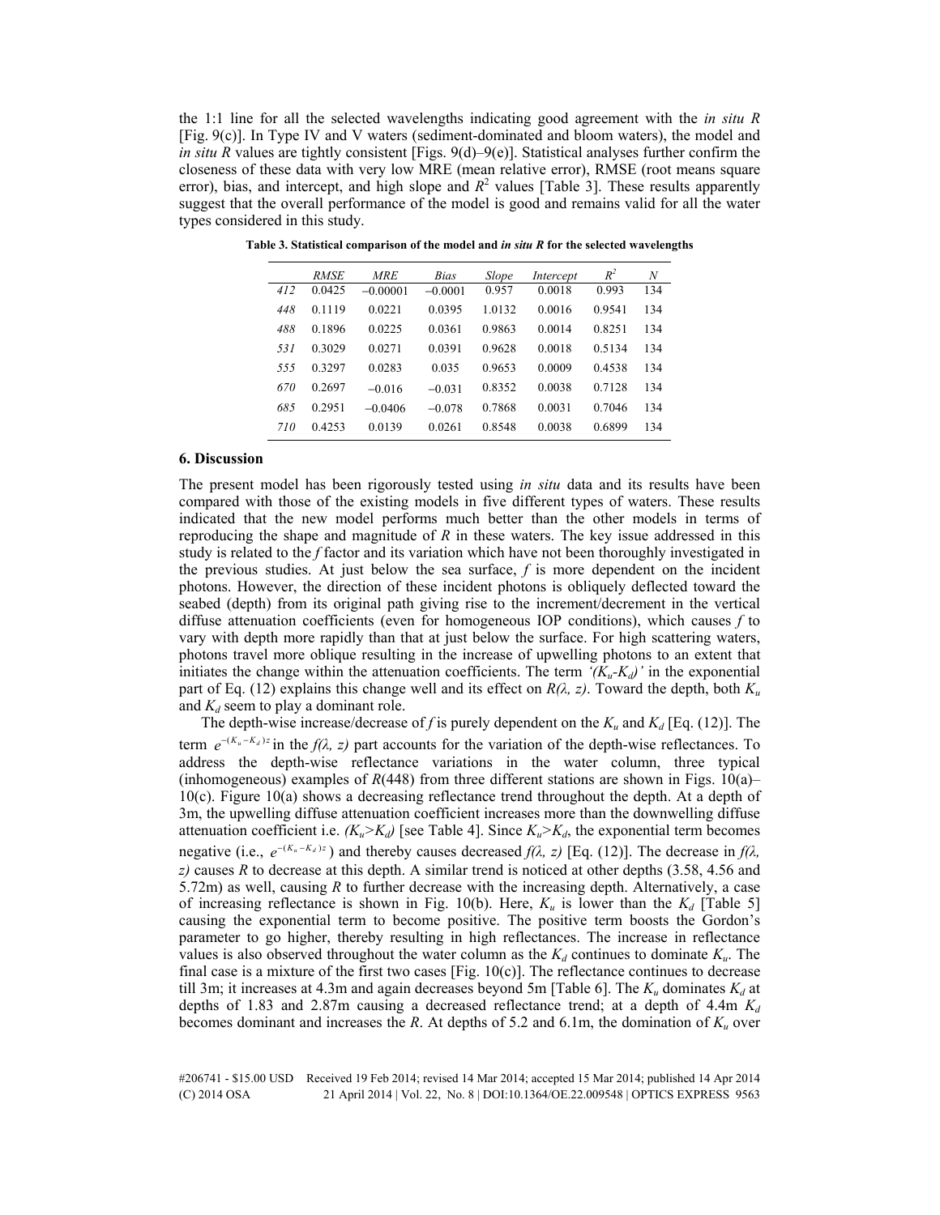the 1:1 line for all the selected wavelengths indicating good agreement with the *in situ R* [Fig. 9(c)]. In Type IV and V waters (sediment-dominated and bloom waters), the model and *in situ R* values are tightly consistent [Figs. 9(d)–9(e)]. Statistical analyses further confirm the closeness of these data with very low MRE (mean relative error), RMSE (root means square error), bias, and intercept, and high slope and $R^2$ values [Table 3]. These results apparently suggest that the overall performance of the model is good and remains valid for all the water types considered in this study.

**Table 3. Statistical comparison of the model and *in situ R* for the selected wavelengths**

| | *RMSE* | *MRE* | *Bias* | *Slope* | *Intercept* | $R^2$ | *N* |
|---|---|---|---|---|---|---|---|
| *412* | 0.0425 | −0.00001 | −0.0001 | 0.957 | 0.0018 | 0.993 | 134 |
| *448* | 0.1119 | 0.0221 | 0.0395 | 1.0132 | 0.0016 | 0.9541 | 134 |
| *488* | 0.1896 | 0.0225 | 0.0361 | 0.9863 | 0.0014 | 0.8251 | 134 |
| *531* | 0.3029 | 0.0271 | 0.0391 | 0.9628 | 0.0018 | 0.5134 | 134 |
| *555* | 0.3297 | 0.0283 | 0.035 | 0.9653 | 0.0009 | 0.4538 | 134 |
| *670* | 0.2697 | −0.016 | −0.031 | 0.8352 | 0.0038 | 0.7128 | 134 |
| *685* | 0.2951 | −0.0406 | −0.078 | 0.7868 | 0.0031 | 0.7046 | 134 |
| *710* | 0.4253 | 0.0139 | 0.0261 | 0.8548 | 0.0038 | 0.6899 | 134 |

## 6. Discussion

The present model has been rigorously tested using *in situ* data and its results have been compared with those of the existing models in five different types of waters. These results indicated that the new model performs much better than the other models in terms of reproducing the shape and magnitude of *R* in these waters. The key issue addressed in this study is related to the *f* factor and its variation which have not been thoroughly investigated in the previous studies. At just below the sea surface, *f* is more dependent on the incident photons. However, the direction of these incident photons is obliquely deflected toward the seabed (depth) from its original path giving rise to the increment/decrement in the vertical diffuse attenuation coefficients (even for homogeneous IOP conditions), which causes *f* to vary with depth more rapidly than that at just below the surface. For high scattering waters, photons travel more oblique resulting in the increase of upwelling photons to an extent that initiates the change within the attenuation coefficients. The term *'*$(K_u\text{-}K_d)$*'* in the exponential part of Eq. (12) explains this change well and its effect on $R(\lambda, z)$. Toward the depth, both $K_u$ and $K_d$ seem to play a dominant role.

The depth-wise increase/decrease of *f* is purely dependent on the $K_u$ and $K_d$ [Eq. (12)]. The term $e^{-(K_u-K_d)z}$ in the $f(\lambda, z)$ part accounts for the variation of the depth-wise reflectances. To address the depth-wise reflectance variations in the water column, three typical (inhomogeneous) examples of *R*(448) from three different stations are shown in Figs. 10(a)–10(c). Figure 10(a) shows a decreasing reflectance trend throughout the depth. At a depth of 3m, the upwelling diffuse attenuation coefficient increases more than the downwelling diffuse attenuation coefficient i.e. $(K_u>K_d)$ [see Table 4]. Since $K_u>K_d$, the exponential term becomes negative (i.e., $e^{-(K_u-K_d)z}$) and thereby causes decreased $f(\lambda, z)$ [Eq. (12)]. The decrease in $f(\lambda, z)$ causes *R* to decrease at this depth. A similar trend is noticed at other depths (3.58, 4.56 and 5.72m) as well, causing *R* to further decrease with the increasing depth. Alternatively, a case of increasing reflectance is shown in Fig. 10(b). Here, $K_u$ is lower than the $K_d$ [Table 5] causing the exponential term to become positive. The positive term boosts the Gordon's parameter to go higher, thereby resulting in high reflectances. The increase in reflectance values is also observed throughout the water column as the $K_d$ continues to dominate $K_u$. The final case is a mixture of the first two cases [Fig. 10(c)]. The reflectance continues to decrease till 3m; it increases at 4.3m and again decreases beyond 5m [Table 6]. The $K_u$ dominates $K_d$ at depths of 1.83 and 2.87m causing a decreased reflectance trend; at a depth of 4.4m $K_d$ becomes dominant and increases the *R*. At depths of 5.2 and 6.1m, the domination of $K_u$ over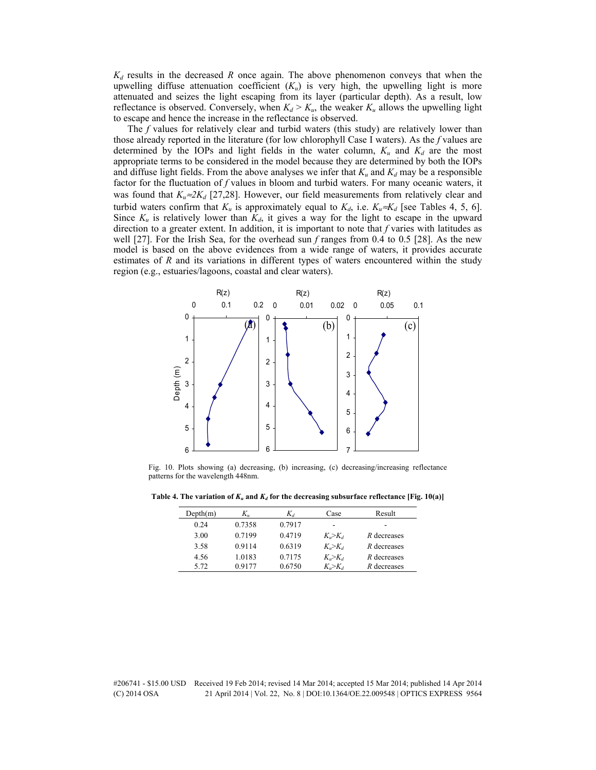$K_d$ results in the decreased $R$ once again. The above phenomenon conveys that when the upwelling diffuse attenuation coefficient ($K_u$) is very high, the upwelling light is more attenuated and seizes the light escaping from its layer (particular depth). As a result, low reflectance is observed. Conversely, when $K_d > K_u$, the weaker $K_u$ allows the upwelling light to escape and hence the increase in the reflectance is observed.

The $f$ values for relatively clear and turbid waters (this study) are relatively lower than those already reported in the literature (for low chlorophyll Case I waters). As the $f$ values are determined by the IOPs and light fields in the water column, $K_u$ and $K_d$ are the most appropriate terms to be considered in the model because they are determined by both the IOPs and diffuse light fields. From the above analyses we infer that $K_u$ and $K_d$ may be a responsible factor for the fluctuation of $f$ values in bloom and turbid waters. For many oceanic waters, it was found that $K_u \approx 2K_d$ [27,28]. However, our field measurements from relatively clear and turbid waters confirm that $K_u$ is approximately equal to $K_d$, i.e. $K_u \approx K_d$ [see Tables 4, 5, 6]. Since $K_u$ is relatively lower than $K_d$, it gives a way for the light to escape in the upward direction to a greater extent. In addition, it is important to note that $f$ varies with latitudes as well [27]. For the Irish Sea, for the overhead sun $f$ ranges from 0.4 to 0.5 [28]. As the new model is based on the above evidences from a wide range of waters, it provides accurate estimates of $R$ and its variations in different types of waters encountered within the study region (e.g., estuaries/lagoons, coastal and clear waters).

Fig. 10. Plots showing (a) decreasing, (b) increasing, (c) decreasing/increasing reflectance patterns for the wavelength 448nm.

**Table 4. The variation of $K_u$ and $K_d$ for the decreasing subsurface reflectance [Fig. 10(a)]**

| Depth(m) | $K_u$ | $K_d$ | Case | Result |
|---|---|---|---|---|
| 0.24 | 0.7358 | 0.7917 | - | - |
| 3.00 | 0.7199 | 0.4719 | $K_u$>$K_d$ | $R$ decreases |
| 3.58 | 0.9114 | 0.6319 | $K_u$>$K_d$ | $R$ decreases |
| 4.56 | 1.0183 | 0.7175 | $K_u$>$K_d$ | $R$ decreases |
| 5.72 | 0.9177 | 0.6750 | $K_u$>$K_d$ | $R$ decreases |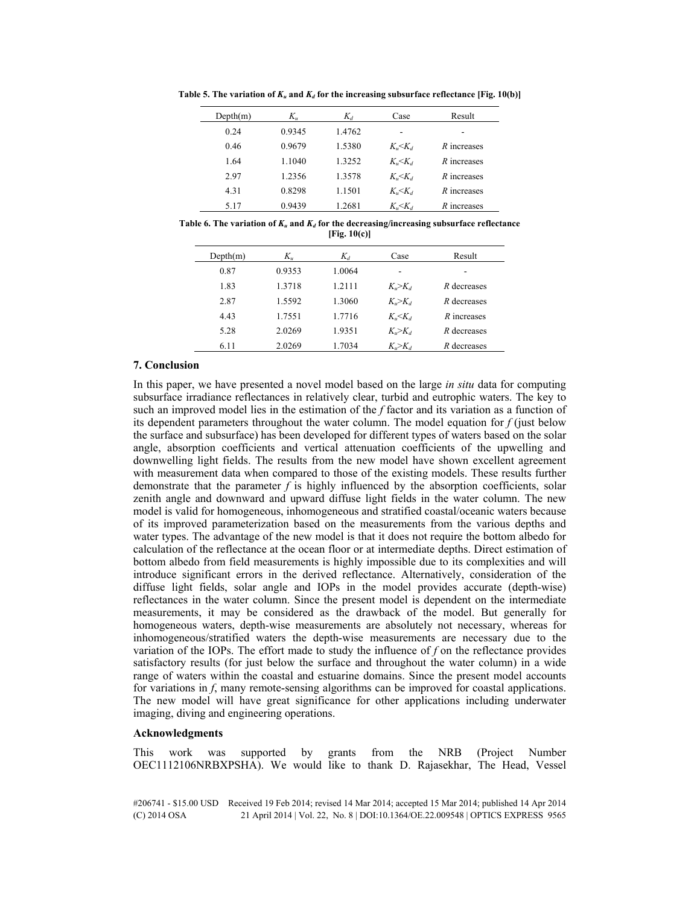**Table 5. The variation of $K_u$ and $K_d$ for the increasing subsurface reflectance [Fig. 10(b)]**

| Depth(m) | $K_u$ | $K_d$ | Case | Result |
|---|---|---|---|---|
| 0.24 | 0.9345 | 1.4762 | - | - |
| 0.46 | 0.9679 | 1.5380 | $K_u$<$K_d$ | *R* increases |
| 1.64 | 1.1040 | 1.3252 | $K_u$<$K_d$ | *R* increases |
| 2.97 | 1.2356 | 1.3578 | $K_u$<$K_d$ | *R* increases |
| 4.31 | 0.8298 | 1.1501 | $K_u$<$K_d$ | *R* increases |
| 5.17 | 0.9439 | 1.2681 | $K_u$<$K_d$ | *R* increases |

**Table 6. The variation of $K_u$ and $K_d$ for the decreasing/increasing subsurface reflectance [Fig. 10(c)]**

| Depth(m) | $K_u$ | $K_d$ | Case | Result |
|---|---|---|---|---|
| 0.87 | 0.9353 | 1.0064 | - | - |
| 1.83 | 1.3718 | 1.2111 | $K_u$>$K_d$ | *R* decreases |
| 2.87 | 1.5592 | 1.3060 | $K_u$>$K_d$ | *R* decreases |
| 4.43 | 1.7551 | 1.7716 | $K_u$<$K_d$ | *R* increases |
| 5.28 | 2.0269 | 1.9351 | $K_u$>$K_d$ | *R* decreases |
| 6.11 | 2.0269 | 1.7034 | $K_u$>$K_d$ | *R* decreases |

## 7. Conclusion

In this paper, we have presented a novel model based on the large *in situ* data for computing subsurface irradiance reflectances in relatively clear, turbid and eutrophic waters. The key to such an improved model lies in the estimation of the *f* factor and its variation as a function of its dependent parameters throughout the water column. The model equation for *f* (just below the surface and subsurface) has been developed for different types of waters based on the solar angle, absorption coefficients and vertical attenuation coefficients of the upwelling and downwelling light fields. The results from the new model have shown excellent agreement with measurement data when compared to those of the existing models. These results further demonstrate that the parameter *f* is highly influenced by the absorption coefficients, solar zenith angle and downward and upward diffuse light fields in the water column. The new model is valid for homogeneous, inhomogeneous and stratified coastal/oceanic waters because of its improved parameterization based on the measurements from the various depths and water types. The advantage of the new model is that it does not require the bottom albedo for calculation of the reflectance at the ocean floor or at intermediate depths. Direct estimation of bottom albedo from field measurements is highly impossible due to its complexities and will introduce significant errors in the derived reflectance. Alternatively, consideration of the diffuse light fields, solar angle and IOPs in the model provides accurate (depth-wise) reflectances in the water column. Since the present model is dependent on the intermediate measurements, it may be considered as the drawback of the model. But generally for homogeneous waters, depth-wise measurements are absolutely not necessary, whereas for inhomogeneous/stratified waters the depth-wise measurements are necessary due to the variation of the IOPs. The effort made to study the influence of *f* on the reflectance provides satisfactory results (for just below the surface and throughout the water column) in a wide range of waters within the coastal and estuarine domains. Since the present model accounts for variations in *f*, many remote-sensing algorithms can be improved for coastal applications. The new model will have great significance for other applications including underwater imaging, diving and engineering operations.

### Acknowledgments

This work was supported by grants from the NRB (Project Number OEC1112106NRBXPSHA). We would like to thank D. Rajasekhar, The Head, Vessel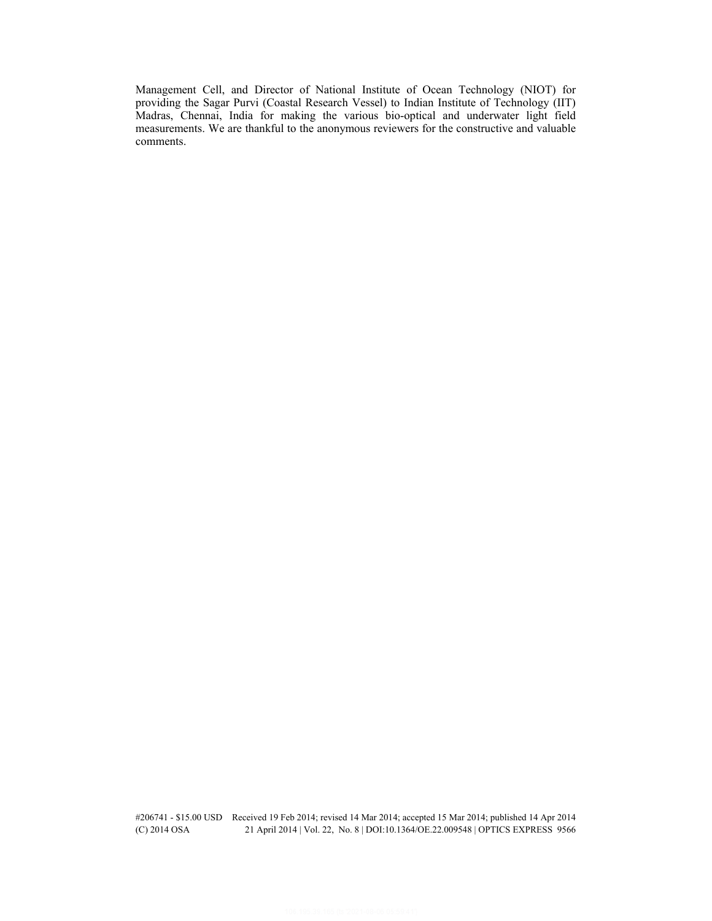Management Cell, and Director of National Institute of Ocean Technology (NIOT) for providing the Sagar Purvi (Coastal Research Vessel) to Indian Institute of Technology (IIT) Madras, Chennai, India for making the various bio-optical and underwater light field measurements. We are thankful to the anonymous reviewers for the constructive and valuable comments.